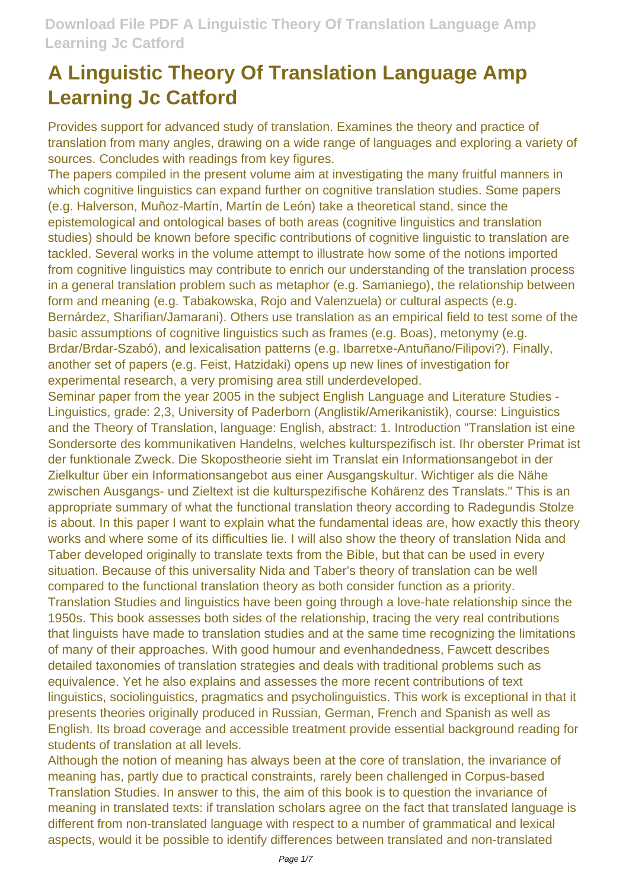# A Linguistic Theory Of Translation Language Amp Learning Jc Catford

Provides support for advanced study of translation. Examines the theory and practice of translation from many angles, drawing on a wide range of languages and exploring a variety of sources. Concludes with readings from key figures.

The papers compiled in the present volume aim at investigating the many fruitful manners in which cognitive linguistics can expand further on cognitive translation studies. Some papers (e.g. Halverson, Muñoz-Martín, Martín de León) take a theoretical stand, since the epistemological and ontological bases of both areas (cognitive linguistics and translation studies) should be known before specific contributions of cognitive linguistic to translation are tackled. Several works in the volume attempt to illustrate how some of the notions imported from cognitive linguistics may contribute to enrich our understanding of the translation process in a general translation problem such as metaphor (e.g. Samaniego), the relationship between form and meaning (e.g. Tabakowska, Rojo and Valenzuela) or cultural aspects (e.g. Bernárdez, Sharifian/Jamarani). Others use translation as an empirical field to test some of the basic assumptions of cognitive linguistics such as frames (e.g. Boas), metonymy (e.g. Brdar/Brdar-Szabó), and lexicalisation patterns (e.g. Ibarretxe-Antuñano/Filipovi?). Finally, another set of papers (e.g. Feist, Hatzidaki) opens up new lines of investigation for experimental research, a very promising area still underdeveloped.

Seminar paper from the year 2005 in the subject English Language and Literature Studies - Linguistics, grade: 2,3, University of Paderborn (Anglistik/Amerikanistik), course: Linguistics and the Theory of Translation, language: English, abstract: 1. Introduction "Translation ist eine Sondersorte des kommunikativen Handelns, welches kulturspezifisch ist. Ihr oberster Primat ist der funktionale Zweck. Die Skopostheorie sieht im Translat ein Informationsangebot in der Zielkultur über ein Informationsangebot aus einer Ausgangskultur. Wichtiger als die Nähe zwischen Ausgangs- und Zieltext ist die kulturspezifische Kohärenz des Translats." This is an appropriate summary of what the functional translation theory according to Radegundis Stolze is about. In this paper I want to explain what the fundamental ideas are, how exactly this theory works and where some of its difficulties lie. I will also show the theory of translation Nida and Taber developed originally to translate texts from the Bible, but that can be used in every situation. Because of this universality Nida and Taber's theory of translation can be well compared to the functional translation theory as both consider function as a priority.

Translation Studies and linguistics have been going through a love-hate relationship since the 1950s. This book assesses both sides of the relationship, tracing the very real contributions that linguists have made to translation studies and at the same time recognizing the limitations of many of their approaches. With good humour and evenhandedness, Fawcett describes detailed taxonomies of translation strategies and deals with traditional problems such as equivalence. Yet he also explains and assesses the more recent contributions of text linguistics, sociolinguistics, pragmatics and psycholinguistics. This work is exceptional in that it presents theories originally produced in Russian, German, French and Spanish as well as English. Its broad coverage and accessible treatment provide essential background reading for students of translation at all levels.

Although the notion of meaning has always been at the core of translation, the invariance of meaning has, partly due to practical constraints, rarely been challenged in Corpus-based Translation Studies. In answer to this, the aim of this book is to question the invariance of meaning in translated texts: if translation scholars agree on the fact that translated language is different from non-translated language with respect to a number of grammatical and lexical aspects, would it be possible to identify differences between translated and non-translated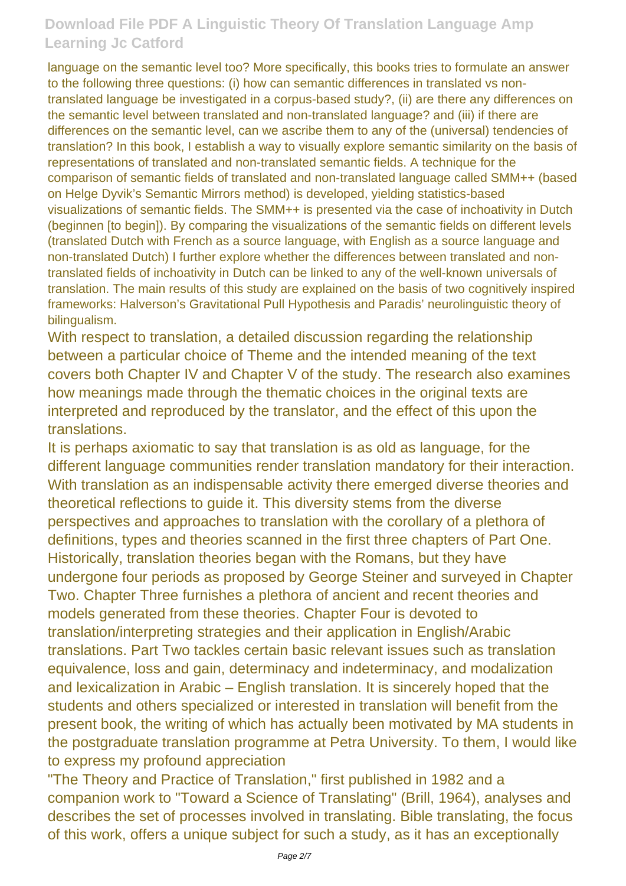language on the semantic level too? More specifically, this books tries to formulate an answer to the following three questions: (i) how can semantic differences in translated vs non-translated language be investigated in a corpus-based study?, (ii) are there any differences on the semantic level between translated and non-translated language? and (iii) if there are differences on the semantic level, can we ascribe them to any of the (universal) tendencies of translation? In this book, I establish a way to visually explore semantic similarity on the basis of representations of translated and non-translated semantic fields. A technique for the comparison of semantic fields of translated and non-translated language called SMM++ (based on Helge Dyvik's Semantic Mirrors method) is developed, yielding statistics-based visualizations of semantic fields. The SMM++ is presented via the case of inchoativity in Dutch (beginnen [to begin]). By comparing the visualizations of the semantic fields on different levels (translated Dutch with French as a source language, with English as a source language and non-translated Dutch) I further explore whether the differences between translated and non-translated fields of inchoativity in Dutch can be linked to any of the well-known universals of translation. The main results of this study are explained on the basis of two cognitively inspired frameworks: Halverson's Gravitational Pull Hypothesis and Paradis' neurolinguistic theory of bilingualism.

With respect to translation, a detailed discussion regarding the relationship between a particular choice of Theme and the intended meaning of the text covers both Chapter IV and Chapter V of the study. The research also examines how meanings made through the thematic choices in the original texts are interpreted and reproduced by the translator, and the effect of this upon the translations.

It is perhaps axiomatic to say that translation is as old as language, for the different language communities render translation mandatory for their interaction. With translation as an indispensable activity there emerged diverse theories and theoretical reflections to guide it. This diversity stems from the diverse perspectives and approaches to translation with the corollary of a plethora of definitions, types and theories scanned in the first three chapters of Part One. Historically, translation theories began with the Romans, but they have undergone four periods as proposed by George Steiner and surveyed in Chapter Two. Chapter Three furnishes a plethora of ancient and recent theories and models generated from these theories. Chapter Four is devoted to translation/interpreting strategies and their application in English/Arabic translations. Part Two tackles certain basic relevant issues such as translation equivalence, loss and gain, determinacy and indeterminacy, and modalization and lexicalization in Arabic – English translation. It is sincerely hoped that the students and others specialized or interested in translation will benefit from the present book, the writing of which has actually been motivated by MA students in the postgraduate translation programme at Petra University. To them, I would like to express my profound appreciation

"The Theory and Practice of Translation," first published in 1982 and a companion work to "Toward a Science of Translating" (Brill, 1964), analyses and describes the set of processes involved in translating. Bible translating, the focus of this work, offers a unique subject for such a study, as it has an exceptionally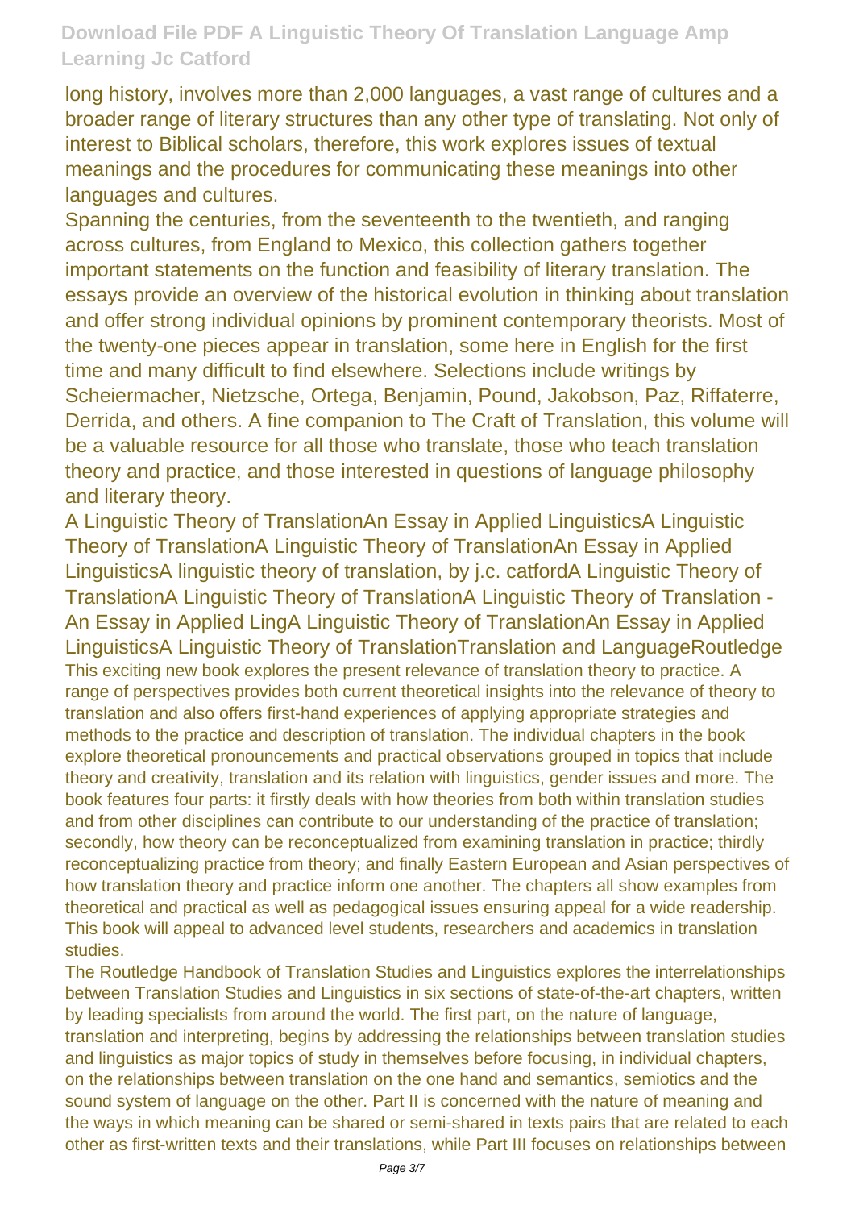long history, involves more than 2,000 languages, a vast range of cultures and a broader range of literary structures than any other type of translating. Not only of interest to Biblical scholars, therefore, this work explores issues of textual meanings and the procedures for communicating these meanings into other languages and cultures.

Spanning the centuries, from the seventeenth to the twentieth, and ranging across cultures, from England to Mexico, this collection gathers together important statements on the function and feasibility of literary translation. The essays provide an overview of the historical evolution in thinking about translation and offer strong individual opinions by prominent contemporary theorists. Most of the twenty-one pieces appear in translation, some here in English for the first time and many difficult to find elsewhere. Selections include writings by Scheiermacher, Nietzsche, Ortega, Benjamin, Pound, Jakobson, Paz, Riffaterre, Derrida, and others. A fine companion to The Craft of Translation, this volume will be a valuable resource for all those who translate, those who teach translation theory and practice, and those interested in questions of language philosophy and literary theory.

A Linguistic Theory of TranslationAn Essay in Applied LinguisticsA Linguistic Theory of TranslationA Linguistic Theory of TranslationAn Essay in Applied LinguisticsA linguistic theory of translation, by j.c. catfordA Linguistic Theory of TranslationA Linguistic Theory of TranslationA Linguistic Theory of Translation - An Essay in Applied LingA Linguistic Theory of TranslationAn Essay in Applied LinguisticsA Linguistic Theory of TranslationTranslation and LanguageRoutledge

This exciting new book explores the present relevance of translation theory to practice. A range of perspectives provides both current theoretical insights into the relevance of theory to translation and also offers first-hand experiences of applying appropriate strategies and methods to the practice and description of translation. The individual chapters in the book explore theoretical pronouncements and practical observations grouped in topics that include theory and creativity, translation and its relation with linguistics, gender issues and more. The book features four parts: it firstly deals with how theories from both within translation studies and from other disciplines can contribute to our understanding of the practice of translation; secondly, how theory can be reconceptualized from examining translation in practice; thirdly reconceptualizing practice from theory; and finally Eastern European and Asian perspectives of how translation theory and practice inform one another. The chapters all show examples from theoretical and practical as well as pedagogical issues ensuring appeal for a wide readership. This book will appeal to advanced level students, researchers and academics in translation studies.

The Routledge Handbook of Translation Studies and Linguistics explores the interrelationships between Translation Studies and Linguistics in six sections of state-of-the-art chapters, written by leading specialists from around the world. The first part, on the nature of language, translation and interpreting, begins by addressing the relationships between translation studies and linguistics as major topics of study in themselves before focusing, in individual chapters, on the relationships between translation on the one hand and semantics, semiotics and the sound system of language on the other. Part II is concerned with the nature of meaning and the ways in which meaning can be shared or semi-shared in texts pairs that are related to each other as first-written texts and their translations, while Part III focuses on relationships between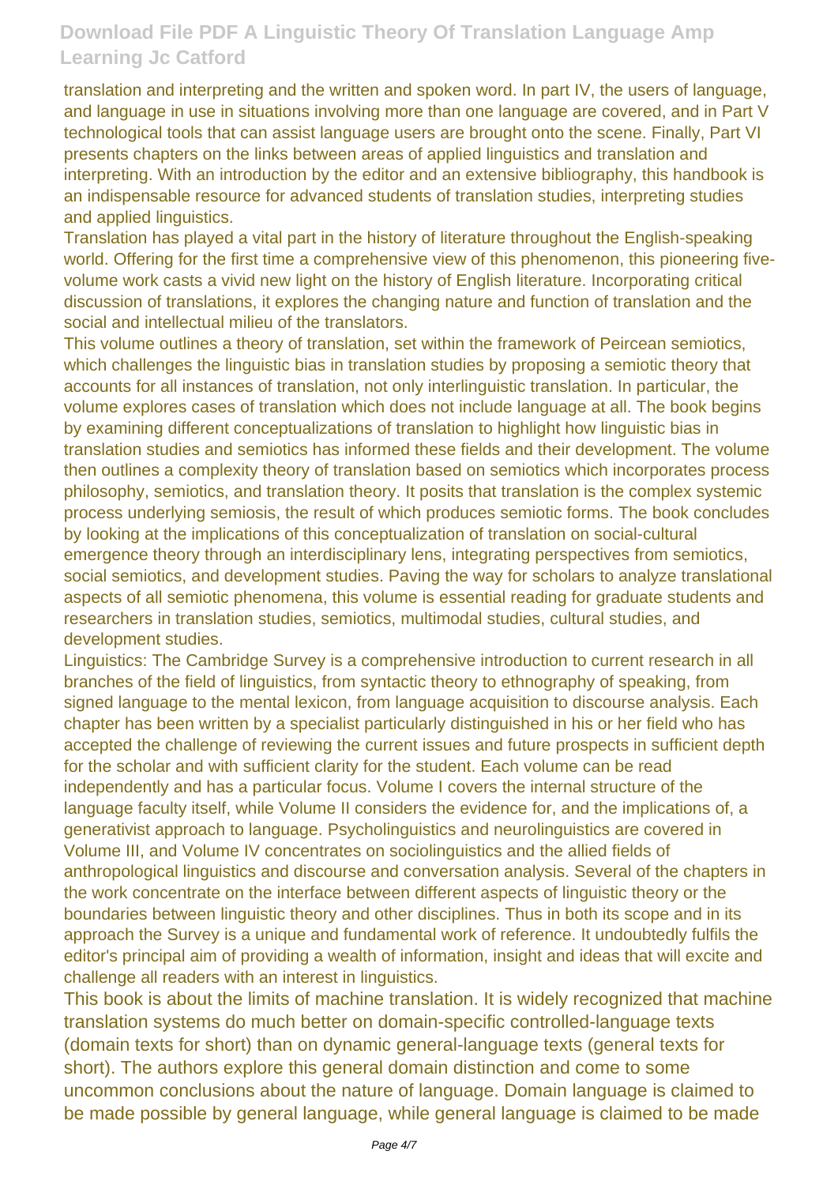translation and interpreting and the written and spoken word. In part IV, the users of language, and language in use in situations involving more than one language are covered, and in Part V technological tools that can assist language users are brought onto the scene. Finally, Part VI presents chapters on the links between areas of applied linguistics and translation and interpreting. With an introduction by the editor and an extensive bibliography, this handbook is an indispensable resource for advanced students of translation studies, interpreting studies and applied linguistics.

Translation has played a vital part in the history of literature throughout the English-speaking world. Offering for the first time a comprehensive view of this phenomenon, this pioneering five-volume work casts a vivid new light on the history of English literature. Incorporating critical discussion of translations, it explores the changing nature and function of translation and the social and intellectual milieu of the translators.

This volume outlines a theory of translation, set within the framework of Peircean semiotics, which challenges the linguistic bias in translation studies by proposing a semiotic theory that accounts for all instances of translation, not only interlinguistic translation. In particular, the volume explores cases of translation which does not include language at all. The book begins by examining different conceptualizations of translation to highlight how linguistic bias in translation studies and semiotics has informed these fields and their development. The volume then outlines a complexity theory of translation based on semiotics which incorporates process philosophy, semiotics, and translation theory. It posits that translation is the complex systemic process underlying semiosis, the result of which produces semiotic forms. The book concludes by looking at the implications of this conceptualization of translation on social-cultural emergence theory through an interdisciplinary lens, integrating perspectives from semiotics, social semiotics, and development studies. Paving the way for scholars to analyze translational aspects of all semiotic phenomena, this volume is essential reading for graduate students and researchers in translation studies, semiotics, multimodal studies, cultural studies, and development studies.

Linguistics: The Cambridge Survey is a comprehensive introduction to current research in all branches of the field of linguistics, from syntactic theory to ethnography of speaking, from signed language to the mental lexicon, from language acquisition to discourse analysis. Each chapter has been written by a specialist particularly distinguished in his or her field who has accepted the challenge of reviewing the current issues and future prospects in sufficient depth for the scholar and with sufficient clarity for the student. Each volume can be read independently and has a particular focus. Volume I covers the internal structure of the language faculty itself, while Volume II considers the evidence for, and the implications of, a generativist approach to language. Psycholinguistics and neurolinguistics are covered in Volume III, and Volume IV concentrates on sociolinguistics and the allied fields of anthropological linguistics and discourse and conversation analysis. Several of the chapters in the work concentrate on the interface between different aspects of linguistic theory or the boundaries between linguistic theory and other disciplines. Thus in both its scope and in its approach the Survey is a unique and fundamental work of reference. It undoubtedly fulfils the editor's principal aim of providing a wealth of information, insight and ideas that will excite and challenge all readers with an interest in linguistics.

This book is about the limits of machine translation. It is widely recognized that machine translation systems do much better on domain-specific controlled-language texts (domain texts for short) than on dynamic general-language texts (general texts for short). The authors explore this general domain distinction and come to some uncommon conclusions about the nature of language. Domain language is claimed to be made possible by general language, while general language is claimed to be made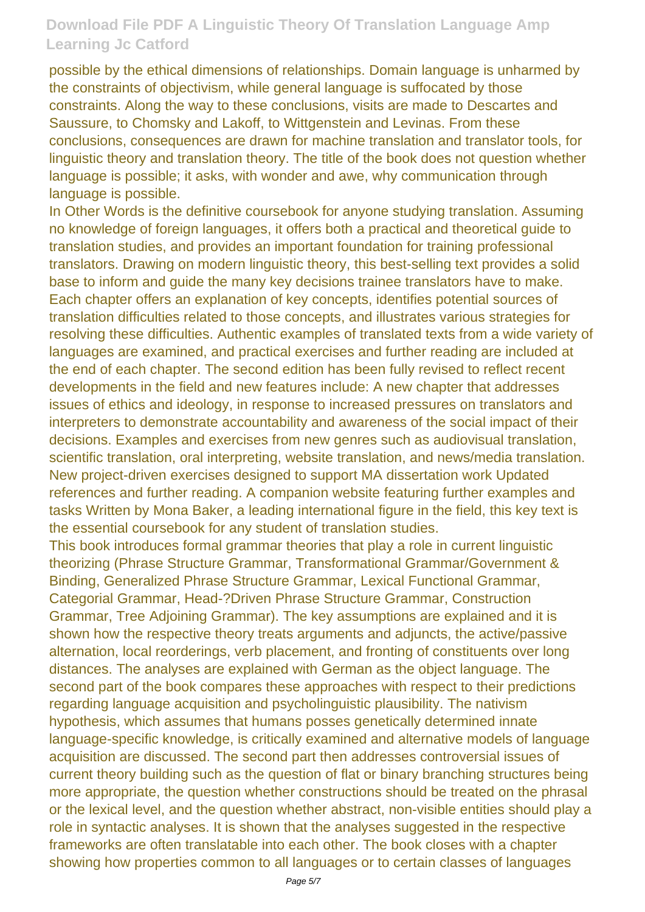possible by the ethical dimensions of relationships. Domain language is unharmed by the constraints of objectivism, while general language is suffocated by those constraints. Along the way to these conclusions, visits are made to Descartes and Saussure, to Chomsky and Lakoff, to Wittgenstein and Levinas. From these conclusions, consequences are drawn for machine translation and translator tools, for linguistic theory and translation theory. The title of the book does not question whether language is possible; it asks, with wonder and awe, why communication through language is possible.

In Other Words is the definitive coursebook for anyone studying translation. Assuming no knowledge of foreign languages, it offers both a practical and theoretical guide to translation studies, and provides an important foundation for training professional translators. Drawing on modern linguistic theory, this best-selling text provides a solid base to inform and guide the many key decisions trainee translators have to make. Each chapter offers an explanation of key concepts, identifies potential sources of translation difficulties related to those concepts, and illustrates various strategies for resolving these difficulties. Authentic examples of translated texts from a wide variety of languages are examined, and practical exercises and further reading are included at the end of each chapter. The second edition has been fully revised to reflect recent developments in the field and new features include: A new chapter that addresses issues of ethics and ideology, in response to increased pressures on translators and interpreters to demonstrate accountability and awareness of the social impact of their decisions. Examples and exercises from new genres such as audiovisual translation, scientific translation, oral interpreting, website translation, and news/media translation. New project-driven exercises designed to support MA dissertation work Updated references and further reading. A companion website featuring further examples and tasks Written by Mona Baker, a leading international figure in the field, this key text is the essential coursebook for any student of translation studies.

This book introduces formal grammar theories that play a role in current linguistic theorizing (Phrase Structure Grammar, Transformational Grammar/Government & Binding, Generalized Phrase Structure Grammar, Lexical Functional Grammar, Categorial Grammar, Head-?Driven Phrase Structure Grammar, Construction Grammar, Tree Adjoining Grammar). The key assumptions are explained and it is shown how the respective theory treats arguments and adjuncts, the active/passive alternation, local reorderings, verb placement, and fronting of constituents over long distances. The analyses are explained with German as the object language. The second part of the book compares these approaches with respect to their predictions regarding language acquisition and psycholinguistic plausibility. The nativism hypothesis, which assumes that humans posses genetically determined innate language-specific knowledge, is critically examined and alternative models of language acquisition are discussed. The second part then addresses controversial issues of current theory building such as the question of flat or binary branching structures being more appropriate, the question whether constructions should be treated on the phrasal or the lexical level, and the question whether abstract, non-visible entities should play a role in syntactic analyses. It is shown that the analyses suggested in the respective frameworks are often translatable into each other. The book closes with a chapter showing how properties common to all languages or to certain classes of languages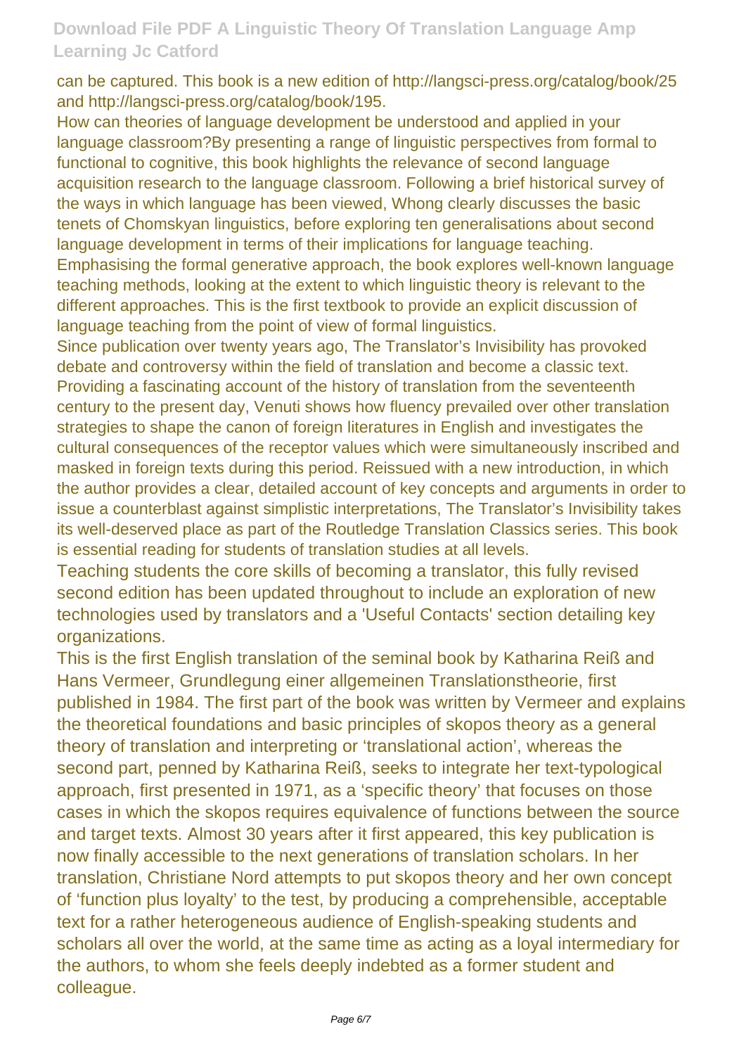can be captured. This book is a new edition of http://langsci-press.org/catalog/book/25 and http://langsci-press.org/catalog/book/195.

How can theories of language development be understood and applied in your language classroom?By presenting a range of linguistic perspectives from formal to functional to cognitive, this book highlights the relevance of second language acquisition research to the language classroom. Following a brief historical survey of the ways in which language has been viewed, Whong clearly discusses the basic tenets of Chomskyan linguistics, before exploring ten generalisations about second language development in terms of their implications for language teaching. Emphasising the formal generative approach, the book explores well-known language teaching methods, looking at the extent to which linguistic theory is relevant to the different approaches. This is the first textbook to provide an explicit discussion of language teaching from the point of view of formal linguistics.

Since publication over twenty years ago, The Translator's Invisibility has provoked debate and controversy within the field of translation and become a classic text. Providing a fascinating account of the history of translation from the seventeenth century to the present day, Venuti shows how fluency prevailed over other translation strategies to shape the canon of foreign literatures in English and investigates the cultural consequences of the receptor values which were simultaneously inscribed and masked in foreign texts during this period. Reissued with a new introduction, in which the author provides a clear, detailed account of key concepts and arguments in order to issue a counterblast against simplistic interpretations, The Translator's Invisibility takes its well-deserved place as part of the Routledge Translation Classics series. This book is essential reading for students of translation studies at all levels.

Teaching students the core skills of becoming a translator, this fully revised second edition has been updated throughout to include an exploration of new technologies used by translators and a 'Useful Contacts' section detailing key organizations.

This is the first English translation of the seminal book by Katharina Reiß and Hans Vermeer, Grundlegung einer allgemeinen Translationstheorie, first published in 1984. The first part of the book was written by Vermeer and explains the theoretical foundations and basic principles of skopos theory as a general theory of translation and interpreting or 'translational action', whereas the second part, penned by Katharina Reiß, seeks to integrate her text-typological approach, first presented in 1971, as a 'specific theory' that focuses on those cases in which the skopos requires equivalence of functions between the source and target texts. Almost 30 years after it first appeared, this key publication is now finally accessible to the next generations of translation scholars. In her translation, Christiane Nord attempts to put skopos theory and her own concept of 'function plus loyalty' to the test, by producing a comprehensible, acceptable text for a rather heterogeneous audience of English-speaking students and scholars all over the world, at the same time as acting as a loyal intermediary for the authors, to whom she feels deeply indebted as a former student and colleague.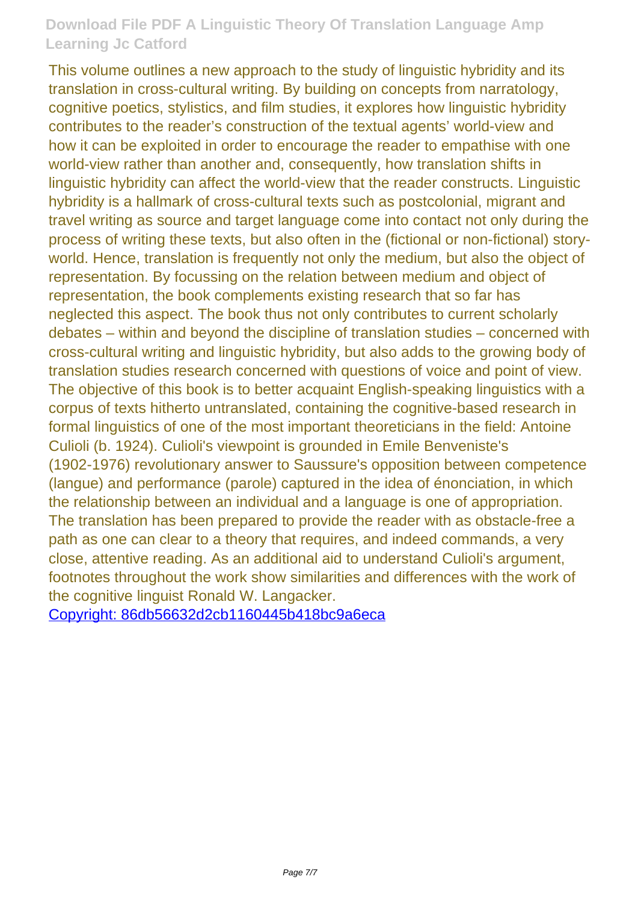This volume outlines a new approach to the study of linguistic hybridity and its translation in cross-cultural writing. By building on concepts from narratology, cognitive poetics, stylistics, and film studies, it explores how linguistic hybridity contributes to the reader's construction of the textual agents' world-view and how it can be exploited in order to encourage the reader to empathise with one world-view rather than another and, consequently, how translation shifts in linguistic hybridity can affect the world-view that the reader constructs. Linguistic hybridity is a hallmark of cross-cultural texts such as postcolonial, migrant and travel writing as source and target language come into contact not only during the process of writing these texts, but also often in the (fictional or non-fictional) story-world. Hence, translation is frequently not only the medium, but also the object of representation. By focussing on the relation between medium and object of representation, the book complements existing research that so far has neglected this aspect. The book thus not only contributes to current scholarly debates – within and beyond the discipline of translation studies – concerned with cross-cultural writing and linguistic hybridity, but also adds to the growing body of translation studies research concerned with questions of voice and point of view. The objective of this book is to better acquaint English-speaking linguistics with a corpus of texts hitherto untranslated, containing the cognitive-based research in formal linguistics of one of the most important theoreticians in the field: Antoine Culioli (b. 1924). Culioli's viewpoint is grounded in Emile Benveniste's (1902-1976) revolutionary answer to Saussure's opposition between competence (langue) and performance (parole) captured in the idea of énonciation, in which the relationship between an individual and a language is one of appropriation. The translation has been prepared to provide the reader with as obstacle-free a path as one can clear to a theory that requires, and indeed commands, a very close, attentive reading. As an additional aid to understand Culioli's argument, footnotes throughout the work show similarities and differences with the work of the cognitive linguist Ronald W. Langacker.

Copyright: 86db56632d2cb1160445b418bc9a6eca